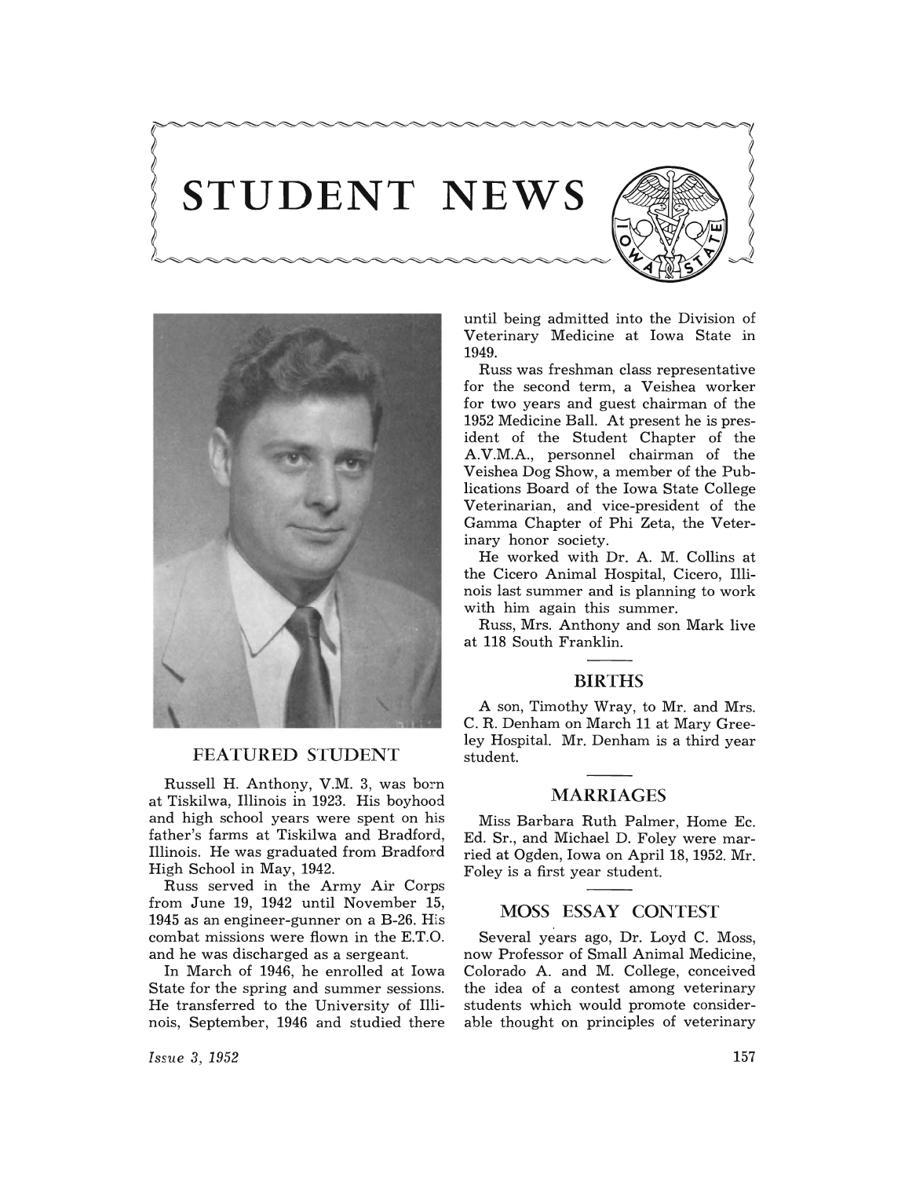# STUDENT NEWS

## FEATURED STUDENT

Russell H. Anthony, V.M. 3, was born at Tiskilwa, Illinois in 1923. His boyhood and high school years were spent on his father's farms at Tiskilwa and Bradford, Illinois. He was graduated from Bradford High School in May, 1942.

Russ served in the Army Air Corps from June 19, 1942 until November 15, 1945 as an engineer-gunner on a B-26. His combat missions were flown in the E.T.O. and he was discharged as a sergeant.

In March of 1946, he enrolled at Iowa State for the spring and summer sessions. He transferred to the University of Illinois, September, 1946 and studied there until being admitted into the Division of Veterinary Medicine at Iowa State in 1949.

Russ was freshman class representative for the second term, a Veishea worker for two years and guest chairman of the 1952 Medicine Ball. At present he is president of the Student Chapter of the A.V.M.A., personnel chairman of the Veishea Dog Show, a member of the Publications Board of the Iowa State College Veterinarian, and vice-president of the Gamma Chapter of Phi Zeta, the Veterinary honor society.

He worked with Dr. A. M. Collins at the Cicero Animal Hospital, Cicero, Illinois last summer and is planning to work with him again this summer.

Russ, Mrs. Anthony and son Mark live at 118 South Franklin.

## BIRTHS

A son, Timothy Wray, to Mr. and Mrs. C. R. Denham on March 11 at Mary Greeley Hospital. Mr. Denham is a third year student.

## MARRIAGES

Miss Barbara Ruth Palmer, Home Ec. Ed. Sr., and Michael D. Foley were married at Ogden, Iowa on April 18, 1952. Mr. Foley is a first year student.

## MOSS ESSAY CONTEST

Several years ago, Dr. Loyd C. Moss, now Professor of Small Animal Medicine, Colorado A. and M. College, conceived the idea of a contest among veterinary students which would promote considerable thought on principles of veterinary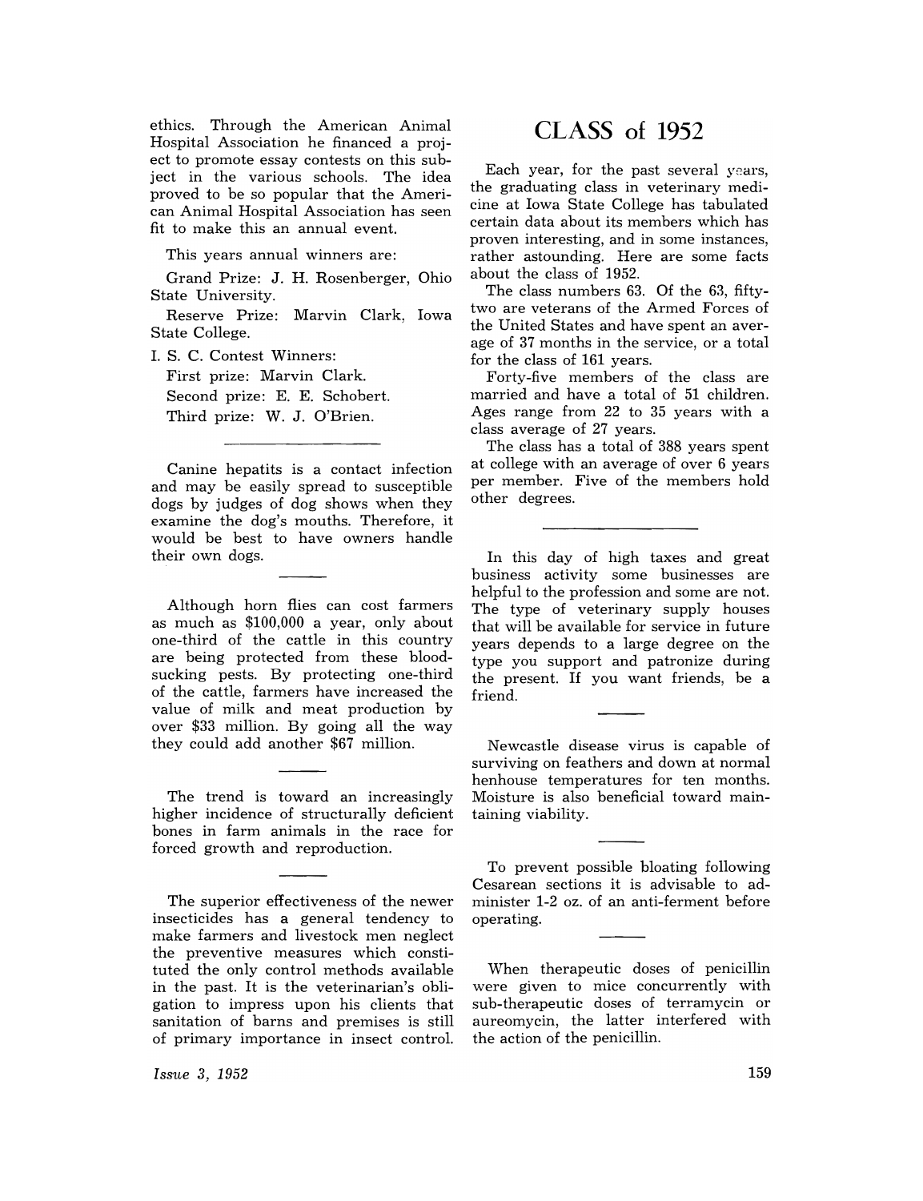ethics. Through the American Animal Hospital Association he financed a project to promote essay contests on this subject in the various schools. The idea proved to be so popular that the American Animal Hospital Association has seen fit to make this an annual event.

This years annual winners are:

Grand Prize: J. H. Rosenberger, Ohio State University.

Reserve Prize: Marvin Clark, Iowa State College.

I. S. C. Contest Winners:

First prize: Marvin Clark.

Second prize: E. E. Schobert.

Third prize: W. J. O'Brien.

---

Canine hepatits is a contact infection and may be easily spread to susceptible dogs by judges of dog shows when they examine the dog's mouths. Therefore, it would be best to have owners handle their own dogs.

---

Although horn flies can cost farmers as much as $100,000 a year, only about one-third of the cattle in this country are being protected from these blood-sucking pests. By protecting one-third of the cattle, farmers have increased the value of milk and meat production by over $33 million. By going all the way they could add another $67 million.

---

The trend is toward an increasingly higher incidence of structurally deficient bones in farm animals in the race for forced growth and reproduction.

---

The superior effectiveness of the newer insecticides has a general tendency to make farmers and livestock men neglect the preventive measures which constituted the only control methods available in the past. It is the veterinarian's obligation to impress upon his clients that sanitation of barns and premises is still of primary importance in insect control.

# CLASS of 1952

Each year, for the past several years, the graduating class in veterinary medicine at Iowa State College has tabulated certain data about its members which has proven interesting, and in some instances, rather astounding. Here are some facts about the class of 1952.

The class numbers 63. Of the 63, fifty-two are veterans of the Armed Forces of the United States and have spent an average of 37 months in the service, or a total for the class of 161 years.

Forty-five members of the class are married and have a total of 51 children. Ages range from 22 to 35 years with a class average of 27 years.

The class has a total of 388 years spent at college with an average of over 6 years per member. Five of the members hold other degrees.

---

In this day of high taxes and great business activity some businesses are helpful to the profession and some are not. The type of veterinary supply houses that will be available for service in future years depends to a large degree on the type you support and patronize during the present. If you want friends, be a friend.

---

Newcastle disease virus is capable of surviving on feathers and down at normal henhouse temperatures for ten months. Moisture is also beneficial toward maintaining viability.

---

To prevent possible bloating following Cesarean sections it is advisable to administer 1-2 oz. of an anti-ferment before operating.

---

When therapeutic doses of penicillin were given to mice concurrently with sub-therapeutic doses of terramycin or aureomycin, the latter interfered with the action of the penicillin.